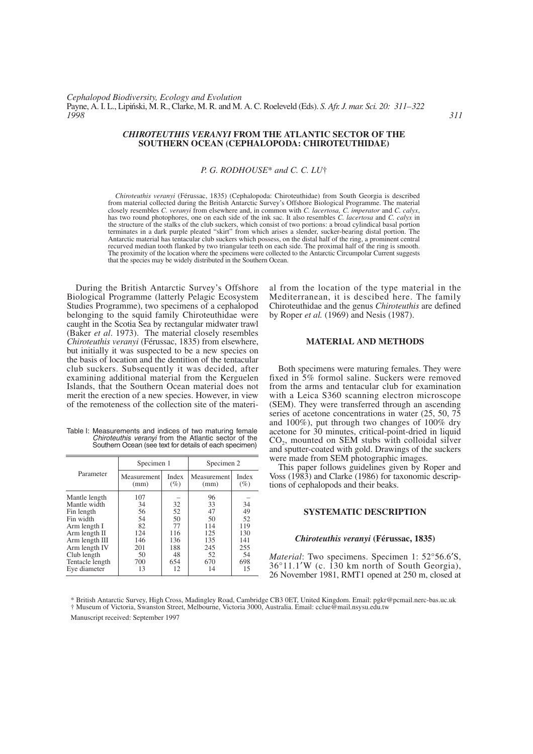# *CHIROTEUTHIS VERANYI* FROM THE ATLANTIC SECTOR OF THE SOUTHERN OCEAN (CEPHALOPODA: CHIROTEUTHIDAE)

*P. G. RODHOUSE\* and C. C. LU†*

*Chiroteuthis veranyi* (Férussac, 1835) (Cephalopoda: Chiroteuthidae) from South Georgia is described from material collected during the British Antarctic Survey's Offshore Biological Programme. The material closely resembles *C. veranyi* from elsewhere and, in common with *C. lacertosa, C. imperator* and *C. calyx*, has two round photophores, one on each side of the ink sac. It also resembles *C. lacertosa* and *C. calyx* in the structure of the stalks of the club suckers, which consist of two portions: a broad cylindrical basal portion terminates in a dark purple pleated "skirt" from which arises a slender, sucker-bearing distal portion. The Antarctic material has tentacular club suckers which possess, on the distal half of the ring, a prominent central recurved median tooth flanked by two triangular teeth on each side. The proximal half of the ring is smooth. The proximity of the location where the specimens were collected to the Antarctic Circumpolar Current suggests that the species may be widely distributed in the Southern Ocean.

During the British Antarctic Survey's Offshore Biological Programme (latterly Pelagic Ecosystem Studies Programme), two specimens of a cephalopod belonging to the squid family Chiroteuthidae were caught in the Scotia Sea by rectangular midwater trawl (Baker *et al*. 1973). The material closely resembles *Chiroteuthis veranyi* (Férussac, 1835) from elsewhere, but initially it was suspected to be a new species on the basis of location and the dentition of the tentacular club suckers. Subsequently it was decided, after examining additional material from the Kerguelen Islands, that the Southern Ocean material does not merit the erection of a new species. However, in view of the remoteness of the collection site of the material from the location of the type material in the Mediterranean, it is descibed here. The family Chiroteuthidae and the genus *Chiroteuthis* are defined by Roper *et al.* (1969) and Nesis (1987).

Table I: Measurements and indices of two maturing female *Chiroteuthis veranyi* from the Atlantic sector of the Southern Ocean (see text for details of each specimen)

| Parameter | Specimen 1 | | Specimen 2 | |
|---|---|---|---|---|
| | Measurement (mm) | Index (%) | Measurement (mm) | Index (%) |
| Mantle length | 107 | – | 96 | – |
| Mantle width | 34 | 32 | 33 | 34 |
| Fin length | 56 | 52 | 47 | 49 |
| Fin width | 54 | 50 | 50 | 52 |
| Arm length I | 82 | 77 | 114 | 119 |
| Arm length II | 124 | 116 | 125 | 130 |
| Arm length III | 146 | 136 | 135 | 141 |
| Arm length IV | 201 | 188 | 245 | 255 |
| Club length | 50 | 48 | 52 | 54 |
| Tentacle length | 700 | 654 | 670 | 698 |
| Eye diameter | 13 | 12 | 14 | 15 |

## MATERIAL AND METHODS

Both specimens were maturing females. They were fixed in 5% formol saline. Suckers were removed from the arms and tentacular club for examination with a Leica S360 scanning electron microscope (SEM). They were transferred through an ascending series of acetone concentrations in water (25, 50, 75 and 100%), put through two changes of 100% dry acetone for 30 minutes, critical-point-dried in liquid $CO_2$, mounted on SEM stubs with colloidal silver and sputter-coated with gold. Drawings of the suckers were made from SEM photographic images.

This paper follows guidelines given by Roper and Voss (1983) and Clarke (1986) for taxonomic descriptions of cephalopods and their beaks.

## SYSTEMATIC DESCRIPTION

### *Chiroteuthis veranyi* (Férussac, 1835)

*Material*: Two specimens. Specimen 1: 52°56.6′S, 36°11.1′W (c. 130 km north of South Georgia), 26 November 1981, RMT1 opened at 250 m, closed at

\* British Antarctic Survey, High Cross, Madingley Road, Cambridge CB3 0ET, United Kingdom. Email: pgkr@pcmail.nerc-bas.uc.uk
† Museum of Victoria, Swanston Street, Melbourne, Victoria 3000, Australia. Email: cclue@mail.nsysu.edu.tw

Manuscript received: September 1997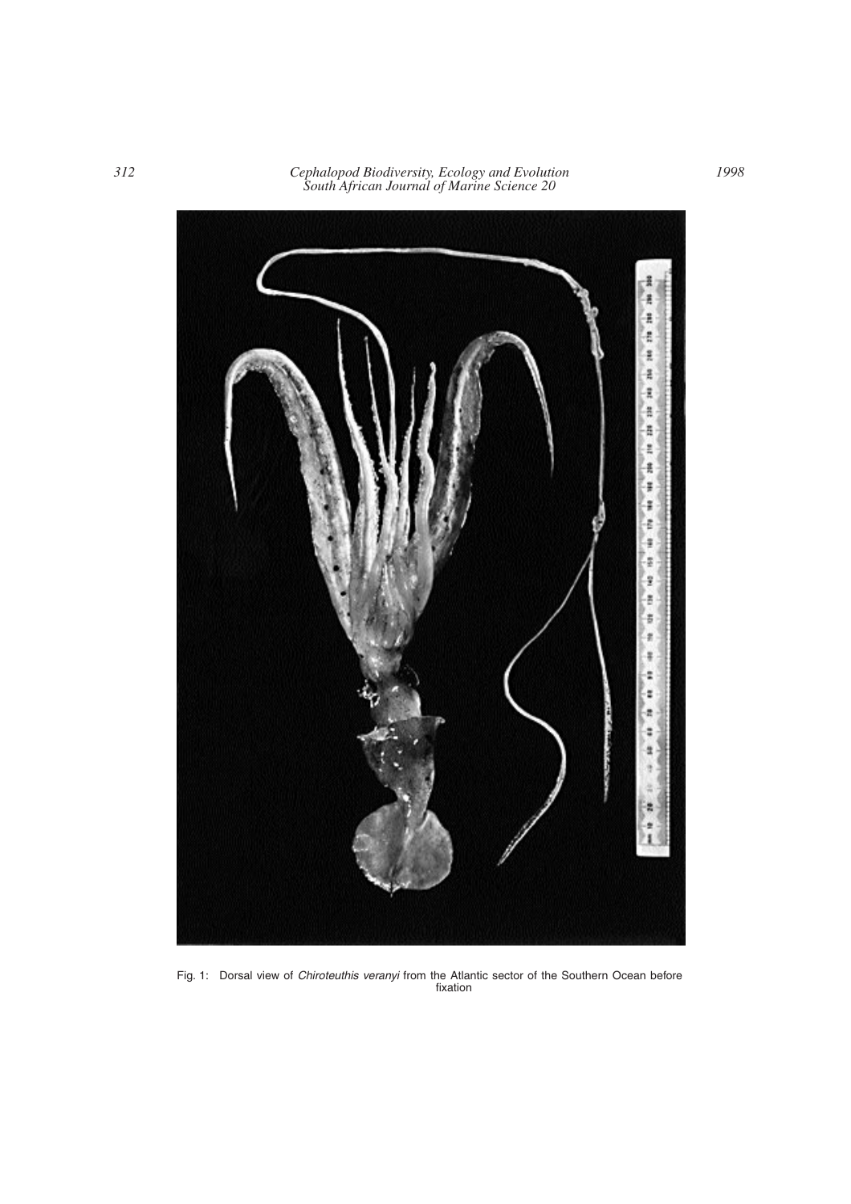Fig. 1: Dorsal view of *Chiroteuthis veranyi* from the Atlantic sector of the Southern Ocean before fixation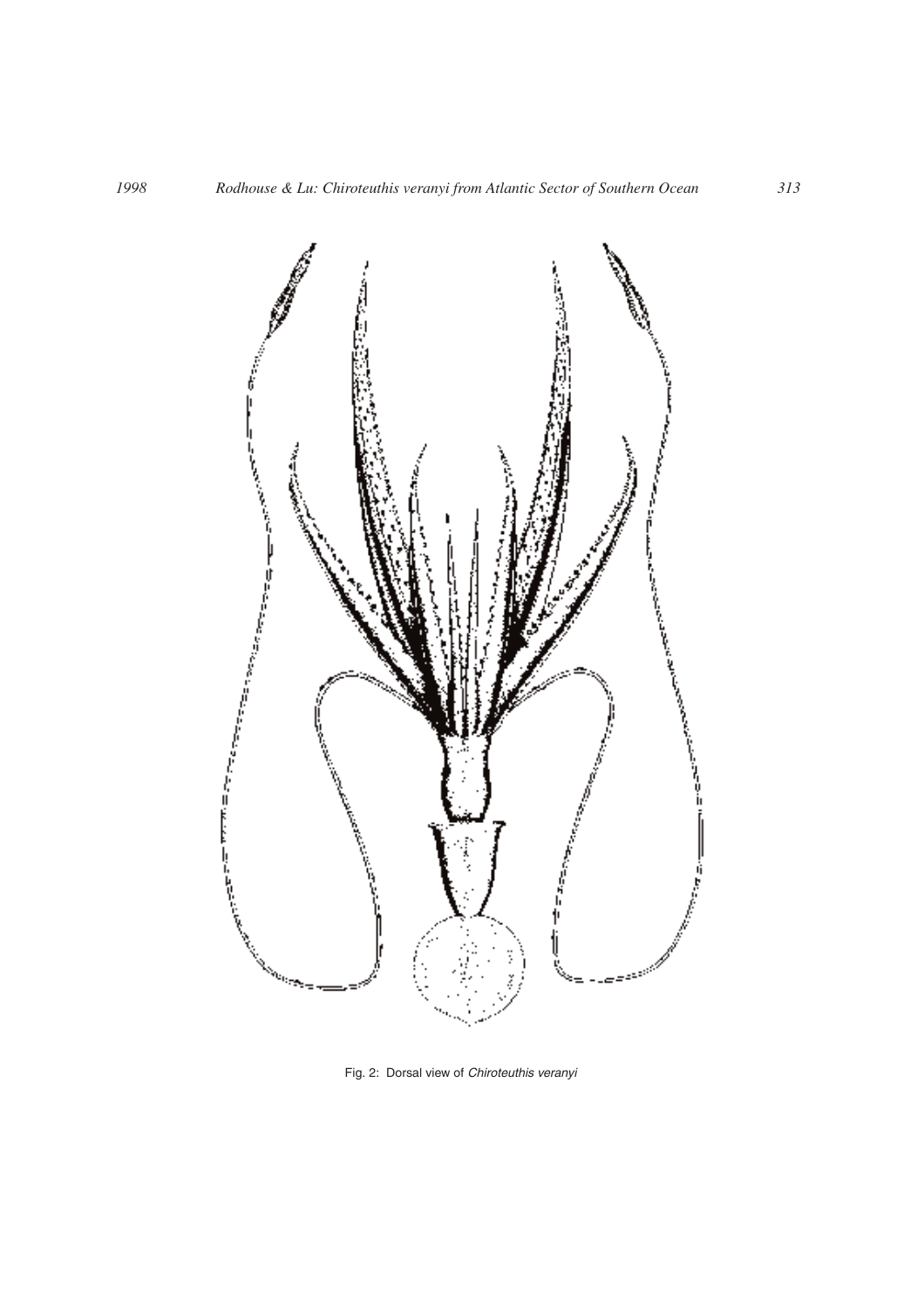Fig. 2: Dorsal view of *Chiroteuthis veranyi*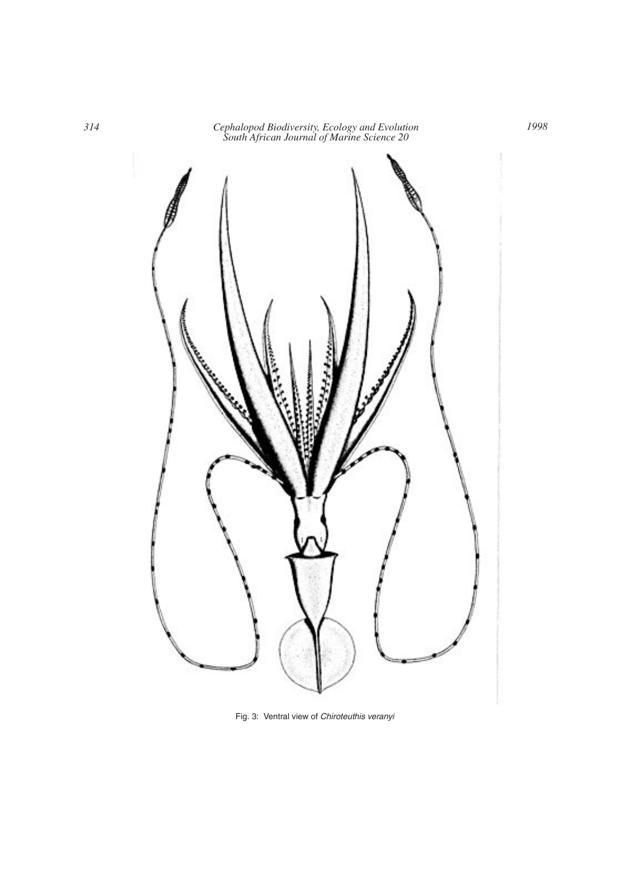Fig. 3: Ventral view of *Chiroteuthis veranyi*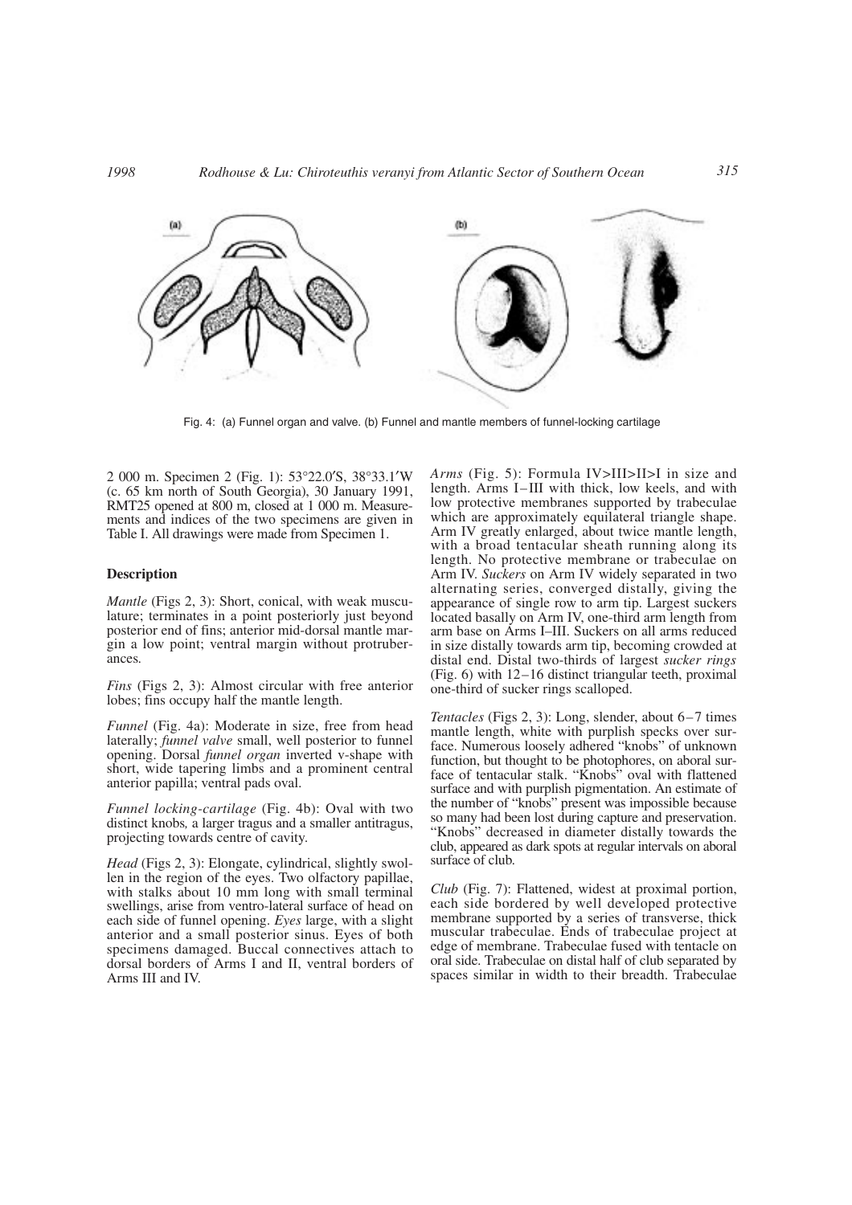Fig. 4: (a) Funnel organ and valve. (b) Funnel and mantle members of funnel-locking cartilage

2 000 m. Specimen 2 (Fig. 1): 53°22.0′S, 38°33.1′W (c. 65 km north of South Georgia), 30 January 1991, RMT25 opened at 800 m, closed at 1 000 m. Measurements and indices of the two specimens are given in Table I. All drawings were made from Specimen 1.

### Description

*Mantle* (Figs 2, 3): Short, conical, with weak musculature; terminates in a point posteriorly just beyond posterior end of fins; anterior mid-dorsal mantle margin a low point; ventral margin without protuberances.

*Fins* (Figs 2, 3): Almost circular with free anterior lobes; fins occupy half the mantle length.

*Funnel* (Fig. 4a): Moderate in size, free from head laterally; *funnel valve* small, well posterior to funnel opening. Dorsal *funnel organ* inverted v-shape with short, wide tapering limbs and a prominent central anterior papilla; ventral pads oval.

*Funnel locking-cartilage* (Fig. 4b): Oval with two distinct knobs, a larger tragus and a smaller antitragus, projecting towards centre of cavity.

*Head* (Figs 2, 3): Elongate, cylindrical, slightly swollen in the region of the eyes. Two olfactory papillae, with stalks about 10 mm long with small terminal swellings, arise from ventro-lateral surface of head on each side of funnel opening. *Eyes* large, with a slight anterior and a small posterior sinus. Eyes of both specimens damaged. Buccal connectives attach to dorsal borders of Arms I and II, ventral borders of Arms III and IV.

*Arms* (Fig. 5): Formula IV>III>II>I in size and length. Arms I–III with thick, low keels, and with low protective membranes supported by trabeculae which are approximately equilateral triangle shape. Arm IV greatly enlarged, about twice mantle length, with a broad tentacular sheath running along its length. No protective membrane or trabeculae on Arm IV. *Suckers* on Arm IV widely separated in two alternating series, converged distally, giving the appearance of single row to arm tip. Largest suckers located basally on Arm IV, one-third arm length from arm base on Arms I–III. Suckers on all arms reduced in size distally towards arm tip, becoming crowded at distal end. Distal two-thirds of largest *sucker rings* (Fig. 6) with 12–16 distinct triangular teeth, proximal one-third of sucker rings scalloped.

*Tentacles* (Figs 2, 3): Long, slender, about 6–7 times mantle length, white with purplish specks over surface. Numerous loosely adhered "knobs" of unknown function, but thought to be photophores, on aboral surface of tentacular stalk. "Knobs" oval with flattened surface and with purplish pigmentation. An estimate of the number of "knobs" present was impossible because so many had been lost during capture and preservation. "Knobs" decreased in diameter distally towards the club, appeared as dark spots at regular intervals on aboral surface of club.

*Club* (Fig. 7): Flattened, widest at proximal portion, each side bordered by well developed protective membrane supported by a series of transverse, thick muscular trabeculae. Ends of trabeculae project at edge of membrane. Trabeculae fused with tentacle on oral side. Trabeculae on distal half of club separated by spaces similar in width to their breadth. Trabeculae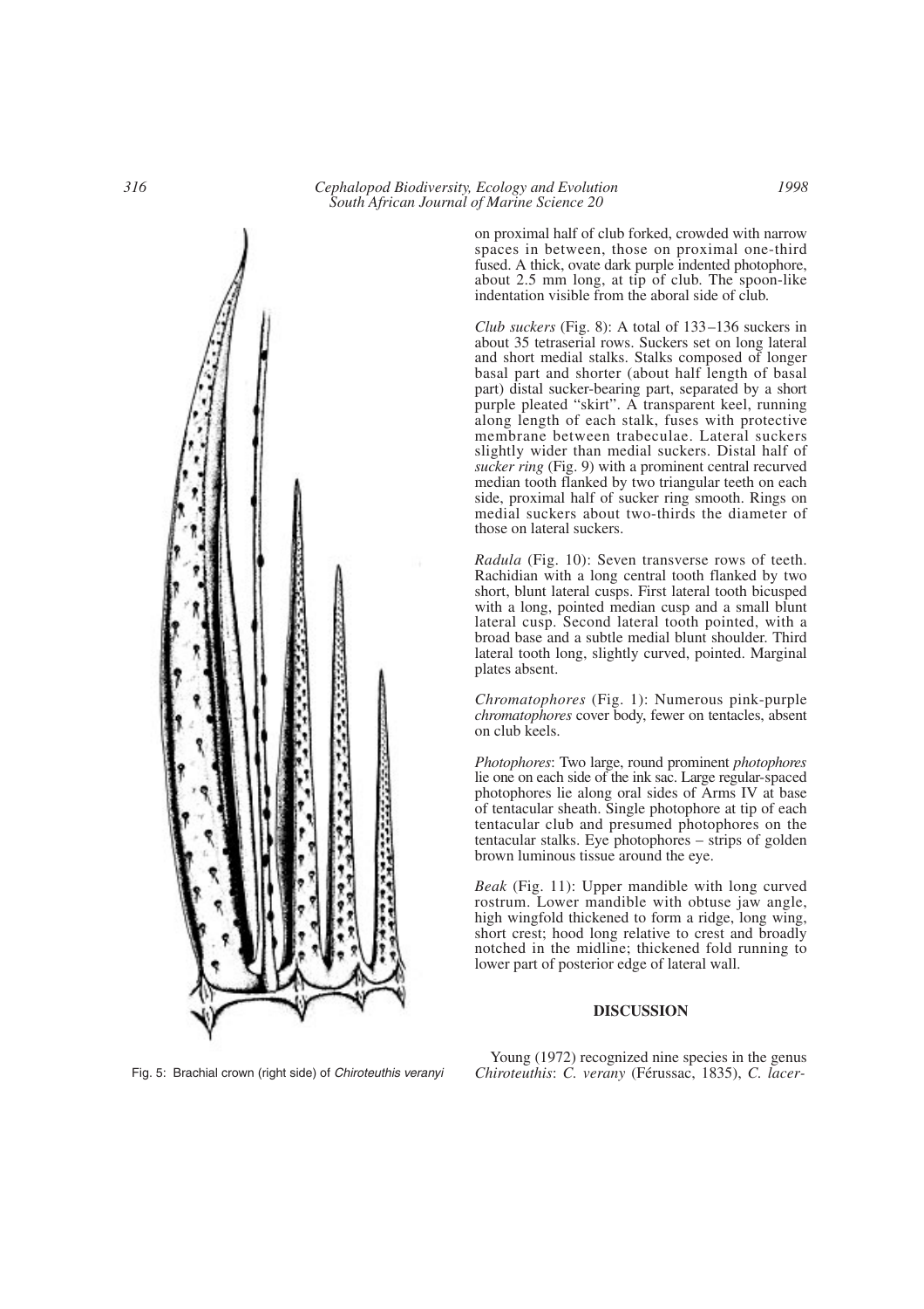on proximal half of club forked, crowded with narrow spaces in between, those on proximal one-third fused. A thick, ovate dark purple indented photophore, about 2.5 mm long, at tip of club. The spoon-like indentation visible from the aboral side of club.

*Club suckers* (Fig. 8): A total of 133–136 suckers in about 35 tetraserial rows. Suckers set on long lateral and short medial stalks. Stalks composed of longer basal part and shorter (about half length of basal part) distal sucker-bearing part, separated by a short purple pleated "skirt". A transparent keel, running along length of each stalk, fuses with protective membrane between trabeculae. Lateral suckers slightly wider than medial suckers. Distal half of *sucker ring* (Fig. 9) with a prominent central recurved median tooth flanked by two triangular teeth on each side, proximal half of sucker ring smooth. Rings on medial suckers about two-thirds the diameter of those on lateral suckers.

*Radula* (Fig. 10): Seven transverse rows of teeth. Rachidian with a long central tooth flanked by two short, blunt lateral cusps. First lateral tooth bicusped with a long, pointed median cusp and a small blunt lateral cusp. Second lateral tooth pointed, with a broad base and a subtle medial blunt shoulder. Third lateral tooth long, slightly curved, pointed. Marginal plates absent.

*Chromatophores* (Fig. 1): Numerous pink-purple *chromatophores* cover body, fewer on tentacles, absent on club keels.

*Photophores*: Two large, round prominent *photophores* lie one on each side of the ink sac. Large regular-spaced photophores lie along oral sides of Arms IV at base of tentacular sheath. Single photophore at tip of each tentacular club and presumed photophores on the tentacular stalks. Eye photophores – strips of golden brown luminous tissue around the eye.

*Beak* (Fig. 11): Upper mandible with long curved rostrum. Lower mandible with obtuse jaw angle, high wingfold thickened to form a ridge, long wing, short crest; hood long relative to crest and broadly notched in the midline; thickened fold running to lower part of posterior edge of lateral wall.

Fig. 5: Brachial crown (right side) of *Chiroteuthis veranyi*

## DISCUSSION

Young (1972) recognized nine species in the genus *Chiroteuthis*: *C. verany* (Férussac, 1835), *C. lacer-*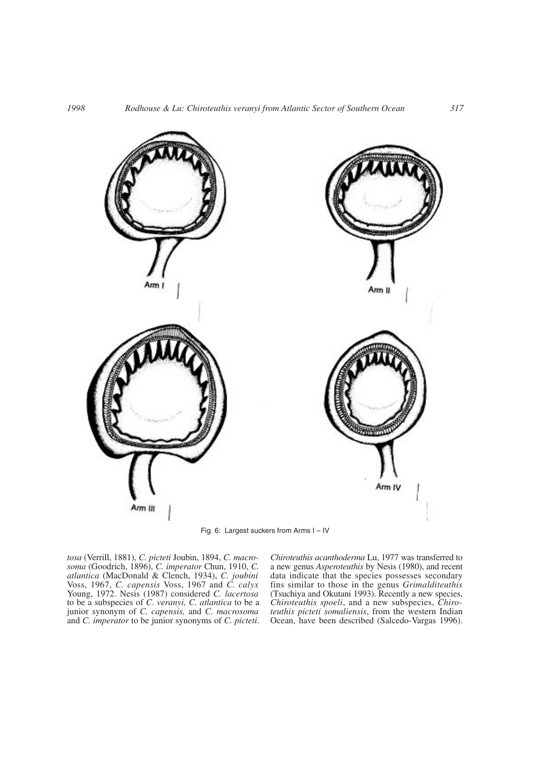Fig. 6: Largest suckers from Arms I – IV

*tosa* (Verrill, 1881), *C. picteti* Joubin, 1894, *C. macrosoma* (Goodrich, 1896), *C. imperator* Chun, 1910, *C. atlantica* (MacDonald & Clench, 1934), *C. joubini* Voss, 1967, *C. capensis* Voss, 1967 and *C. calyx* Young, 1972. Nesis (1987) considered *C. lacertosa* to be a subspecies of *C. veranyi, C. atlantica* to be a junior synonym of *C. capensis,* and *C. macrosoma* and *C. imperator* to be junior synonyms of *C. picteti*.

*Chiroteuthis acanthoderma* Lu, 1977 was transferred to a new genus *Asperoteuthis* by Nesis (1980), and recent data indicate that the species possesses secondary fins similar to those in the genus *Grimalditeuthis* (Tsuchiya and Okutani 1993). Recently a new species, *Chiroteuthis spoeli*, and a new subspecies, *Chiroteuthis picteti somaliensis*, from the western Indian Ocean, have been described (Salcedo-Vargas 1996).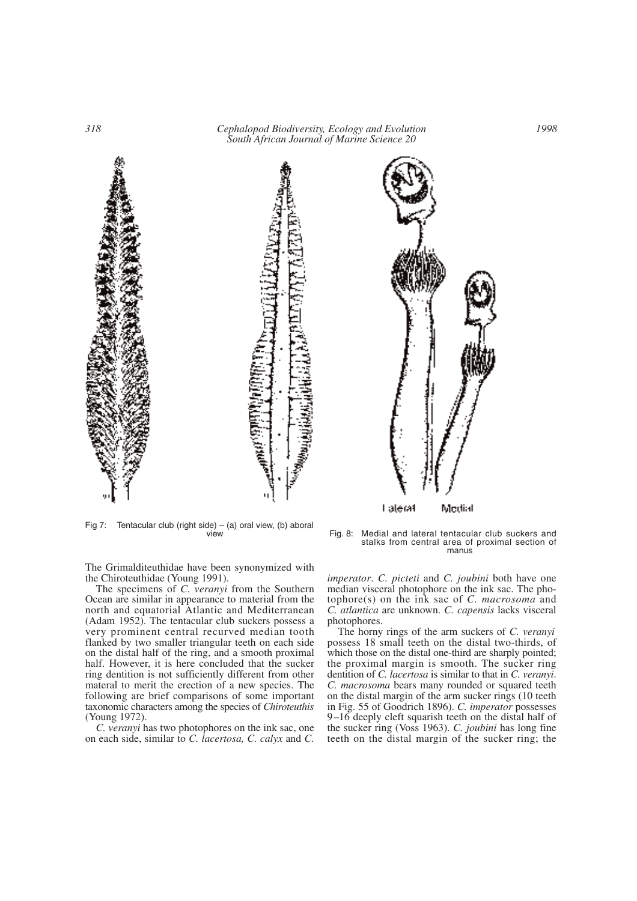Fig 7: Tentacular club (right side) – (a) oral view, (b) aboral view

Lateral Medial

Fig. 8: Medial and lateral tentacular club suckers and stalks from central area of proximal section of manus

The Grimalditeuthidae have been synonymized with the Chiroteuthidae (Young 1991).

The specimens of *C. veranyi* from the Southern Ocean are similar in appearance to material from the north and equatorial Atlantic and Mediterranean (Adam 1952). The tentacular club suckers possess a very prominent central recurved median tooth flanked by two smaller triangular teeth on each side on the distal half of the ring, and a smooth proximal half. However, it is here concluded that the sucker ring dentition is not sufficiently different from other materal to merit the erection of a new species. The following are brief comparisons of some important taxonomic characters among the species of *Chiroteuthis* (Young 1972).

*C. veranyi* has two photophores on the ink sac, one on each side, similar to *C. lacertosa, C. calyx* and *C. imperator*. *C. picteti* and *C. joubini* both have one median visceral photophore on the ink sac. The photophore(s) on the ink sac of *C. macrosoma* and *C. atlantica* are unknown. *C. capensis* lacks visceral photophores.

The horny rings of the arm suckers of *C. veranyi* possess 18 small teeth on the distal two-thirds, of which those on the distal one-third are sharply pointed; the proximal margin is smooth. The sucker ring dentition of *C. lacertosa* is similar to that in *C. veranyi*. *C. macrosoma* bears many rounded or squared teeth on the distal margin of the arm sucker rings (10 teeth in Fig. 55 of Goodrich 1896). *C. imperator* possesses 9–16 deeply cleft squarish teeth on the distal half of the sucker ring (Voss 1963). *C. joubini* has long fine teeth on the distal margin of the sucker ring; the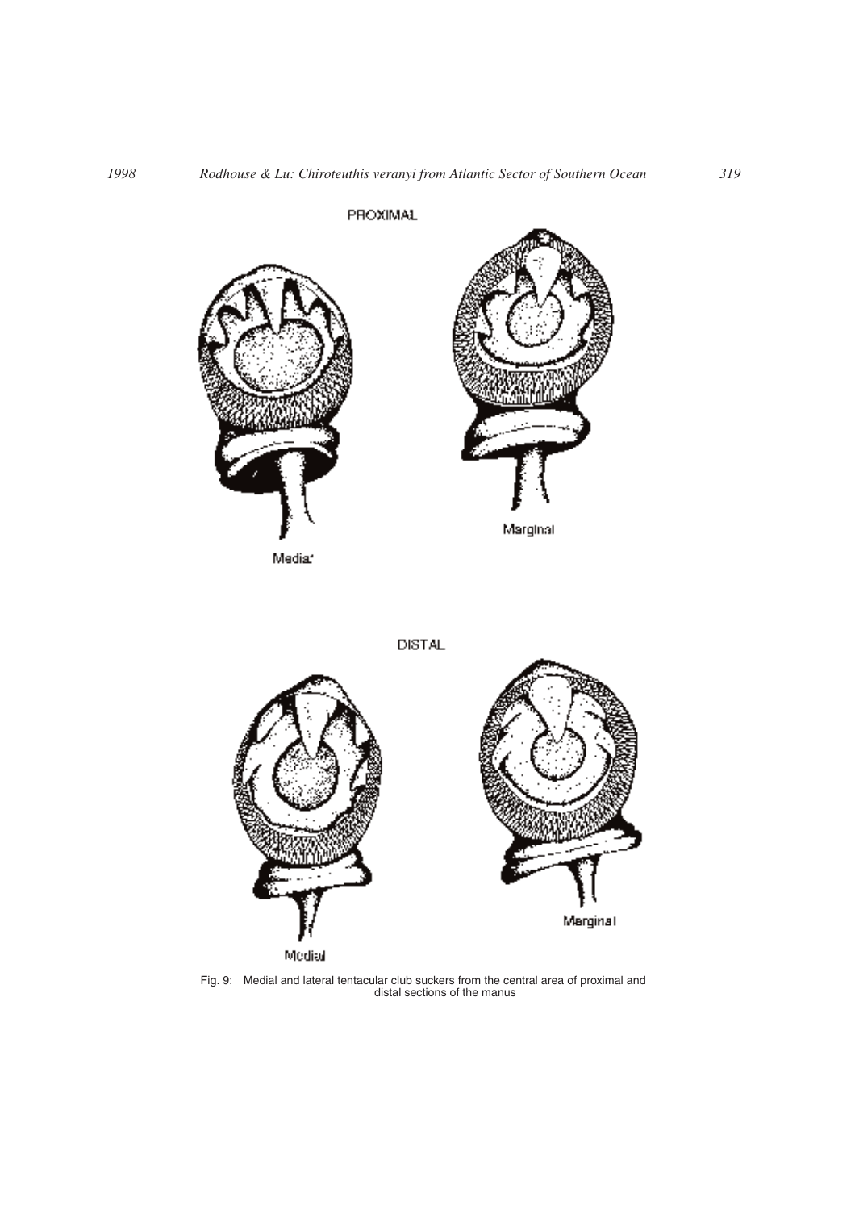PROXIMAL

Medial

Marginal

DISTAL

Medial

Marginal

Fig. 9: Medial and lateral tentacular club suckers from the central area of proximal and distal sections of the manus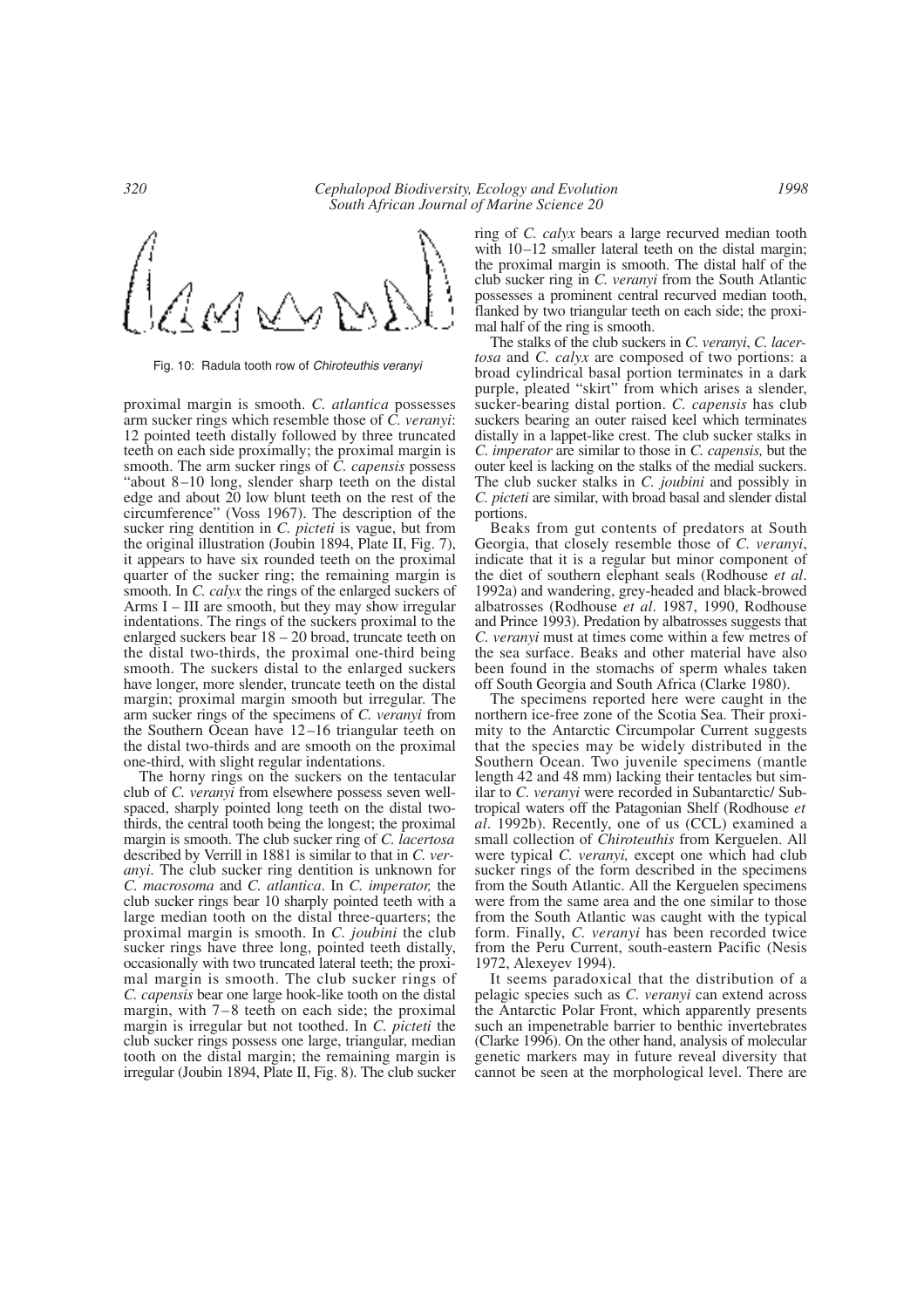Fig. 10: Radula tooth row of *Chiroteuthis veranyi*

proximal margin is smooth. *C. atlantica* possesses arm sucker rings which resemble those of *C. veranyi*: 12 pointed teeth distally followed by three truncated teeth on each side proximally; the proximal margin is smooth. The arm sucker rings of *C. capensis* possess "about 8–10 long, slender sharp teeth on the distal edge and about 20 low blunt teeth on the rest of the circumference" (Voss 1967). The description of the sucker ring dentition in *C. picteti* is vague, but from the original illustration (Joubin 1894, Plate II, Fig. 7), it appears to have six rounded teeth on the proximal quarter of the sucker ring; the remaining margin is smooth. In *C. calyx* the rings of the enlarged suckers of Arms I – III are smooth, but they may show irregular indentations. The rings of the suckers proximal to the enlarged suckers bear 18 – 20 broad, truncate teeth on the distal two-thirds, the proximal one-third being smooth. The suckers distal to the enlarged suckers have longer, more slender, truncate teeth on the distal margin; proximal margin smooth but irregular. The arm sucker rings of the specimens of *C. veranyi* from the Southern Ocean have 12–16 triangular teeth on the distal two-thirds and are smooth on the proximal one-third, with slight regular indentations.

The horny rings on the suckers on the tentacular club of *C. veranyi* from elsewhere possess seven well-spaced, sharply pointed long teeth on the distal two-thirds, the central tooth being the longest; the proximal margin is smooth. The club sucker ring of *C. lacertosa* described by Verrill in 1881 is similar to that in *C. veranyi*. The club sucker ring dentition is unknown for *C. macrosoma* and *C. atlantica*. In *C. imperator,* the club sucker rings bear 10 sharply pointed teeth with a large median tooth on the distal three-quarters; the proximal margin is smooth. In *C. joubini* the club sucker rings have three long, pointed teeth distally, occasionally with two truncated lateral teeth; the proximal margin is smooth. The club sucker rings of *C. capensis* bear one large hook-like tooth on the distal margin, with 7–8 teeth on each side; the proximal margin is irregular but not toothed. In *C. picteti* the club sucker rings possess one large, triangular, median tooth on the distal margin; the remaining margin is irregular (Joubin 1894, Plate II, Fig. 8). The club sucker ring of *C. calyx* bears a large recurved median tooth with 10–12 smaller lateral teeth on the distal margin; the proximal margin is smooth. The distal half of the club sucker ring in *C. veranyi* from the South Atlantic possesses a prominent central recurved median tooth, flanked by two triangular teeth on each side; the proximal half of the ring is smooth.

The stalks of the club suckers in *C. veranyi*, *C. lacertosa* and *C. calyx* are composed of two portions: a broad cylindrical basal portion terminates in a dark purple, pleated "skirt" from which arises a slender, sucker-bearing distal portion. *C. capensis* has club suckers bearing an outer raised keel which terminates distally in a lappet-like crest. The club sucker stalks in *C. imperator* are similar to those in *C. capensis,* but the outer keel is lacking on the stalks of the medial suckers. The club sucker stalks in *C. joubini* and possibly in *C. picteti* are similar, with broad basal and slender distal portions.

Beaks from gut contents of predators at South Georgia, that closely resemble those of *C. veranyi*, indicate that it is a regular but minor component of the diet of southern elephant seals (Rodhouse *et al*. 1992a) and wandering, grey-headed and black-browed albatrosses (Rodhouse *et al*. 1987, 1990, Rodhouse and Prince 1993). Predation by albatrosses suggests that *C. veranyi* must at times come within a few metres of the sea surface. Beaks and other material have also been found in the stomachs of sperm whales taken off South Georgia and South Africa (Clarke 1980).

The specimens reported here were caught in the northern ice-free zone of the Scotia Sea. Their proximity to the Antarctic Circumpolar Current suggests that the species may be widely distributed in the Southern Ocean. Two juvenile specimens (mantle length 42 and 48 mm) lacking their tentacles but similar to *C. veranyi* were recorded in Subantarctic/ Subtropical waters off the Patagonian Shelf (Rodhouse *et al*. 1992b). Recently, one of us (CCL) examined a small collection of *Chiroteuthis* from Kerguelen. All were typical *C. veranyi,* except one which had club sucker rings of the form described in the specimens from the South Atlantic. All the Kerguelen specimens were from the same area and the one similar to those from the South Atlantic was caught with the typical form. Finally, *C. veranyi* has been recorded twice from the Peru Current, south-eastern Pacific (Nesis 1972, Alexeyev 1994).

It seems paradoxical that the distribution of a pelagic species such as *C. veranyi* can extend across the Antarctic Polar Front, which apparently presents such an impenetrable barrier to benthic invertebrates (Clarke 1996). On the other hand, analysis of molecular genetic markers may in future reveal diversity that cannot be seen at the morphological level. There are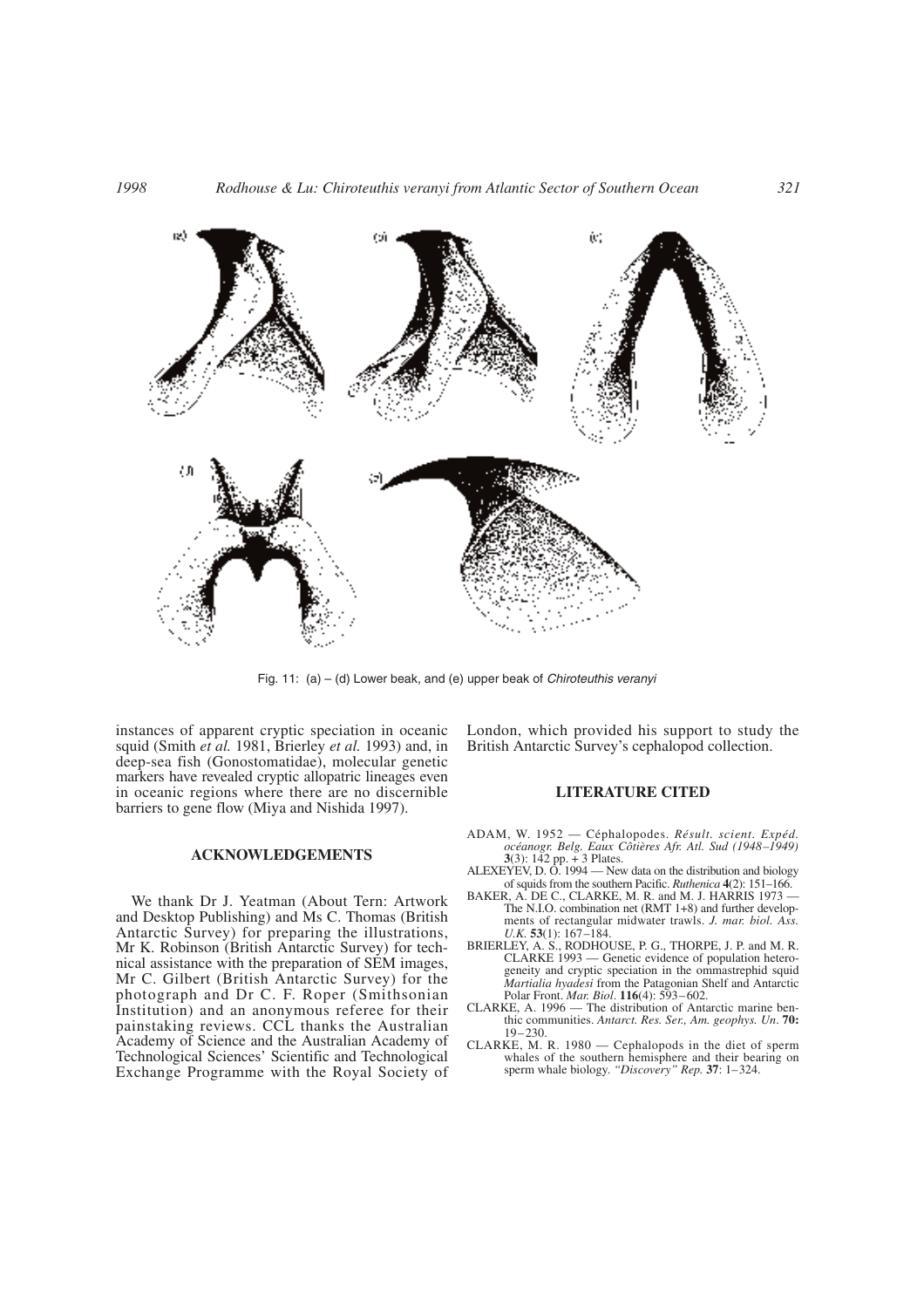Fig. 11: (a) – (d) Lower beak, and (e) upper beak of *Chiroteuthis veranyi*

instances of apparent cryptic speciation in oceanic squid (Smith *et al.* 1981, Brierley *et al.* 1993) and, in deep-sea fish (Gonostomatidae), molecular genetic markers have revealed cryptic allopatric lineages even in oceanic regions where there are no discernible barriers to gene flow (Miya and Nishida 1997).

## ACKNOWLEDGEMENTS

We thank Dr J. Yeatman (About Tern: Artwork and Desktop Publishing) and Ms C. Thomas (British Antarctic Survey) for preparing the illustrations, Mr K. Robinson (British Antarctic Survey) for technical assistance with the preparation of SEM images, Mr C. Gilbert (British Antarctic Survey) for the photograph and Dr C. F. Roper (Smithsonian Institution) and an anonymous referee for their painstaking reviews. CCL thanks the Australian Academy of Science and the Australian Academy of Technological Sciences' Scientific and Technological Exchange Programme with the Royal Society of London, which provided his support to study the British Antarctic Survey's cephalopod collection.

## LITERATURE CITED

ADAM, W. 1952 — Céphalopodes. *Résult. scient. Expéd. océanogr. Belg. Eaux Côtières Afr. Atl. Sud (1948–1949)* **3**(3): 142 pp. + 3 Plates.

ALEXEYEV, D. O. 1994 — New data on the distribution and biology of squids from the southern Pacific. *Ruthenica* **4**(2): 151–166.

BAKER, A. DE C., CLARKE, M. R. and M. J. HARRIS 1973 — The N.I.O. combination net (RMT 1+8) and further developments of rectangular midwater trawls. *J. mar. biol. Ass. U.K.* **53**(1): 167–184.

BRIERLEY, A. S., RODHOUSE, P. G., THORPE, J. P. and M. R. CLARKE 1993 — Genetic evidence of population heterogeneity and cryptic speciation in the ommastrephid squid *Martialia hyadesi* from the Patagonian Shelf and Antarctic Polar Front. *Mar. Biol.* **116**(4): 593–602.

CLARKE, A. 1996 — The distribution of Antarctic marine benthic communities. *Antarct. Res. Ser., Am. geophys. Un.* **70:** 19–230.

CLARKE, M. R. 1980 — Cephalopods in the diet of sperm whales of the southern hemisphere and their bearing on sperm whale biology. *"Discovery" Rep.* **37**: 1–324.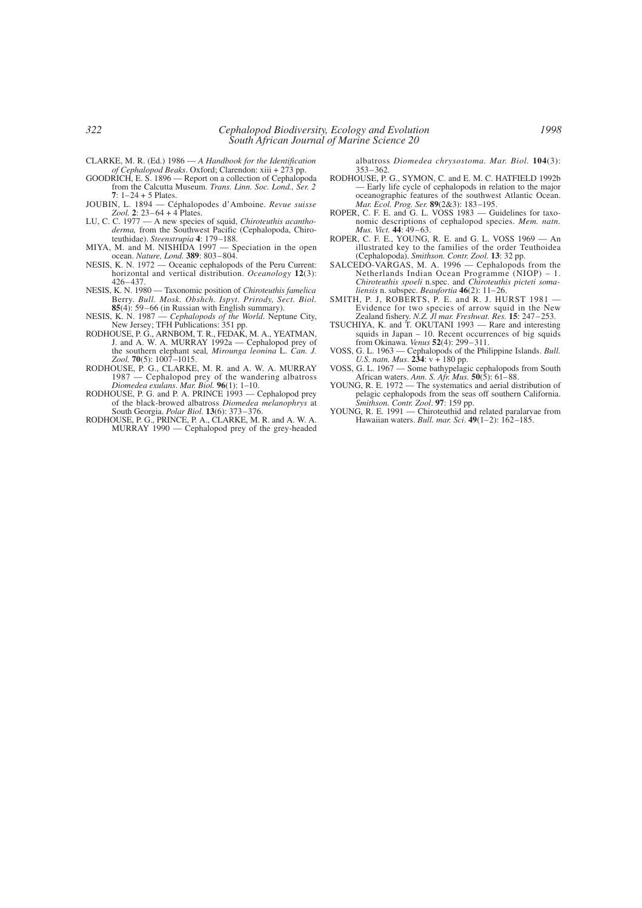CLARKE, M. R. (Ed.) 1986 — *A Handbook for the Identification of Cephalopod Beaks*. Oxford; Clarendon: xiii + 273 pp.

GOODRICH, E. S. 1896 — Report on a collection of Cephalopoda from the Calcutta Museum. *Trans. Linn. Soc. Lond., Ser. 2* **7**: 1–24 + 5 Plates.

JOUBIN, L. 1894 — Céphalopodes d'Amboine. *Revue suisse Zool.* **2**: 23–64 + 4 Plates.

LU, C. C. 1977 — A new species of squid, *Chiroteuthis acanthoderma,* from the Southwest Pacific (Cephalopoda, Chiroteuthidae). *Steenstrupia* **4**: 179–188.

MIYA, M. and M. NISHIDA 1997 — Speciation in the open ocean. *Nature, Lond.* **389**: 803–804.

NESIS, K. N. 1972 — Oceanic cephalopods of the Peru Current: horizontal and vertical distribution. *Oceanology* **12**(3): 426–437.

NESIS, K. N. 1980 — Taxonomic position of *Chiroteuthis famelica* Berry. *Bull. Mosk. Obshch. Ispyt. Prirody, Sect. Biol.* **85**(4): 59–66 (in Russian with English summary).

NESIS, K. N. 1987 — *Cephalopods of the World*. Neptune City, New Jersey; TFH Publications: 351 pp.

RODHOUSE, P. G., ARNBOM, T. R., FEDAK, M. A., YEATMAN, J. and A. W. A. MURRAY 1992a — Cephalopod prey of the southern elephant seal*, Mirounga leonina* L. *Can. J. Zool.* **70**(5): 1007–1015.

RODHOUSE, P. G., CLARKE, M. R. and A. W. A. MURRAY 1987 — Cephalopod prey of the wandering albatross *Diomedea exulans*. *Mar. Biol.* **96**(1): 1–10.

RODHOUSE, P. G. and P. A. PRINCE 1993 — Cephalopod prey of the black-browed albatross *Diomedea melanophrys* at South Georgia. *Polar Biol.* **13**(6): 373–376.

RODHOUSE, P. G., PRINCE, P. A., CLARKE, M. R. and A. W. A. MURRAY 1990 — Cephalopod prey of the grey-headed albatross *Diomedea chrysostoma. Mar. Biol.* **104**(3): 353–362.

RODHOUSE, P. G., SYMON, C. and E. M. C. HATFIELD 1992b — Early life cycle of cephalopods in relation to the major oceanographic features of the southwest Atlantic Ocean. *Mar. Ecol. Prog. Ser.* **89**(2&3): 183–195.

ROPER, C. F. E. and G. L. VOSS 1983 — Guidelines for taxonomic descriptions of cephalopod species. *Mem. natn. Mus. Vict.* **44**: 49–63.

ROPER, C. F. E., YOUNG, R. E. and G. L. VOSS 1969 — An illustrated key to the families of the order Teuthoidea (Cephalopoda). *Smithson. Contr. Zool.* **13**: 32 pp.

SALCEDO-VARGAS, M. A. 1996 — Cephalopods from the Netherlands Indian Ocean Programme (NIOP) – 1. *Chiroteuthis spoeli* n.spec. and *Chiroteuthis picteti somaliensis* n. subspec. *Beaufortia* **46**(2): 11–26.

SMITH, P. J, ROBERTS, P. E. and R. J. HURST 1981 — Evidence for two species of arrow squid in the New Zealand fishery. *N.Z. Jl mar. Freshwat. Res.* **15**: 247–253.

TSUCHIYA, K. and T. OKUTANI 1993 — Rare and interesting squids in Japan – 10. Recent occurrences of big squids from Okinawa. *Venus* **52**(4): 299–311.

VOSS, G. L. 1963 — Cephalopods of the Philippine Islands. *Bull. U.S. natn. Mus.* **234**: v + 180 pp.

VOSS, G. L. 1967 — Some bathypelagic cephalopods from South African waters. *Ann. S. Afr. Mus.* **50**(5): 61–88.

YOUNG, R. E. 1972 — The systematics and aerial distribution of pelagic cephalopods from the seas off southern California. *Smithson. Contr. Zool*. **97**: 159 pp.

YOUNG, R. E. 1991 — Chiroteuthid and related paralarvae from Hawaiian waters. *Bull. mar. Sci*. **49**(1–2): 162–185.